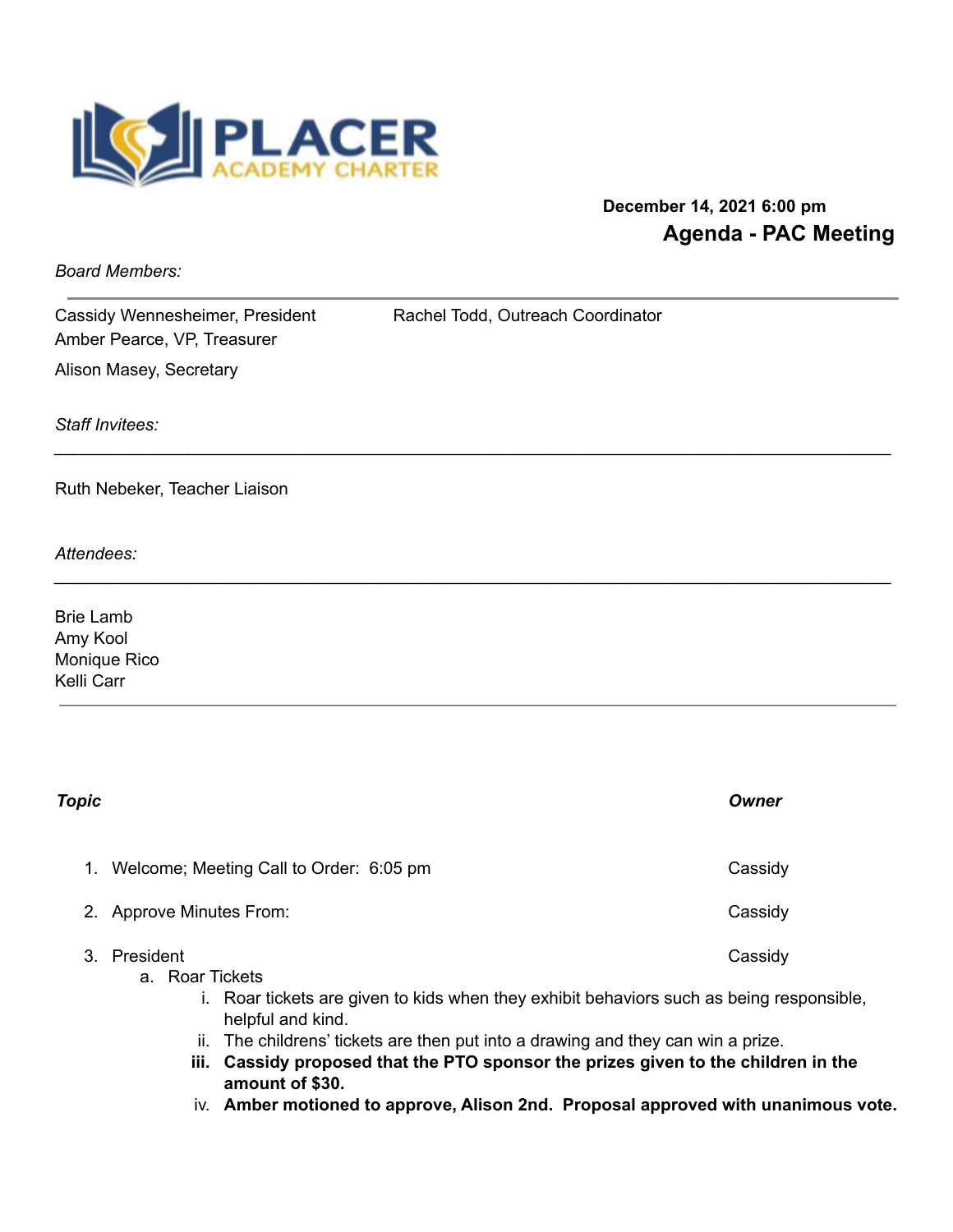PLACER ACADEMY CHARTER

**December 14, 2021 6:00 pm**

## Agenda - PAC Meeting

*Board Members:*

Cassidy Wennesheimer, President
Amber Pearce, VP, Treasurer
Alison Masey, Secretary
Rachel Todd, Outreach Coordinator

*Staff Invitees:*

Ruth Nebeker, Teacher Liaison

*Attendees:*

Brie Lamb
Amy Kool
Monique Rico
Kelli Carr

| *Topic* | *Owner* |
|---|---|
| 1. Welcome; Meeting Call to Order: 6:05 pm | Cassidy |
| 2. Approve Minutes From: | Cassidy |
| 3. President | Cassidy |

   a. Roar Tickets
      i. Roar tickets are given to kids when they exhibit behaviors such as being responsible, helpful and kind.
      ii. The childrens' tickets are then put into a drawing and they can win a prize.
      iii. **Cassidy proposed that the PTO sponsor the prizes given to the children in the amount of $30.**
      iv. **Amber motioned to approve, Alison 2nd. Proposal approved with unanimous vote.**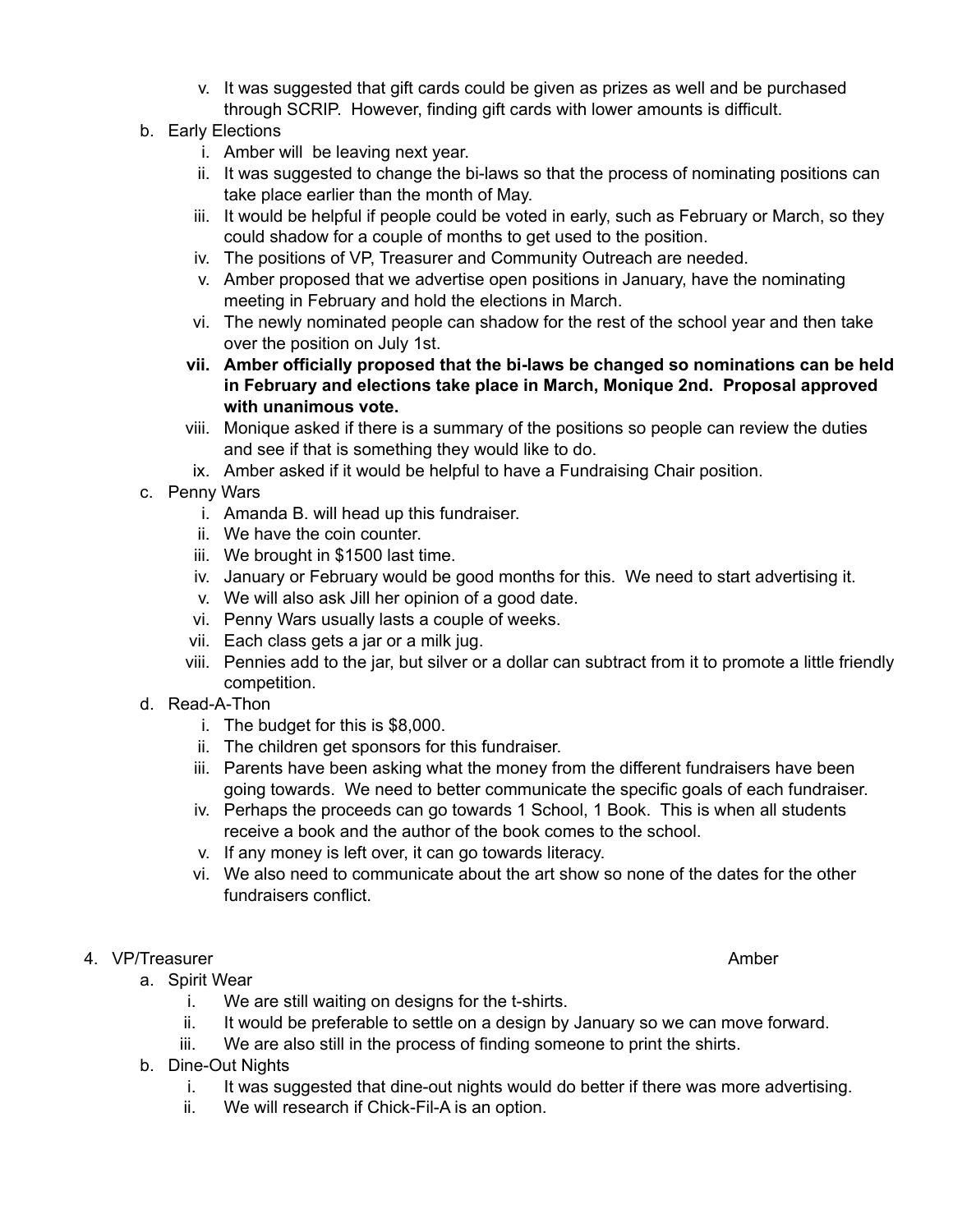- v. It was suggested that gift cards could be given as prizes as well and be purchased through SCRIP. However, finding gift cards with lower amounts is difficult.

- b. Early Elections
   - i. Amber will be leaving next year.
   - ii. It was suggested to change the bi-laws so that the process of nominating positions can take place earlier than the month of May.
   - iii. It would be helpful if people could be voted in early, such as February or March, so they could shadow for a couple of months to get used to the position.
   - iv. The positions of VP, Treasurer and Community Outreach are needed.
   - v. Amber proposed that we advertise open positions in January, have the nominating meeting in February and hold the elections in March.
   - vi. The newly nominated people can shadow for the rest of the school year and then take over the position on July 1st.
   - **vii. Amber officially proposed that the bi-laws be changed so nominations can be held in February and elections take place in March, Monique 2nd. Proposal approved with unanimous vote.**
   - viii. Monique asked if there is a summary of the positions so people can review the duties and see if that is something they would like to do.
   - ix. Amber asked if it would be helpful to have a Fundraising Chair position.

- c. Penny Wars
   - i. Amanda B. will head up this fundraiser.
   - ii. We have the coin counter.
   - iii. We brought in $1500 last time.
   - iv. January or February would be good months for this. We need to start advertising it.
   - v. We will also ask Jill her opinion of a good date.
   - vi. Penny Wars usually lasts a couple of weeks.
   - vii. Each class gets a jar or a milk jug.
   - viii. Pennies add to the jar, but silver or a dollar can subtract from it to promote a little friendly competition.

- d. Read-A-Thon
   - i. The budget for this is $8,000.
   - ii. The children get sponsors for this fundraiser.
   - iii. Parents have been asking what the money from the different fundraisers have been going towards. We need to better communicate the specific goals of each fundraiser.
   - iv. Perhaps the proceeds can go towards 1 School, 1 Book. This is when all students receive a book and the author of the book comes to the school.
   - v. If any money is left over, it can go towards literacy.
   - vi. We also need to communicate about the art show so none of the dates for the other fundraisers conflict.

4. VP/Treasurer — Amber
   - a. Spirit Wear
      - i. We are still waiting on designs for the t-shirts.
      - ii. It would be preferable to settle on a design by January so we can move forward.
      - iii. We are also still in the process of finding someone to print the shirts.
   - b. Dine-Out Nights
      - i. It was suggested that dine-out nights would do better if there was more advertising.
      - ii. We will research if Chick-Fil-A is an option.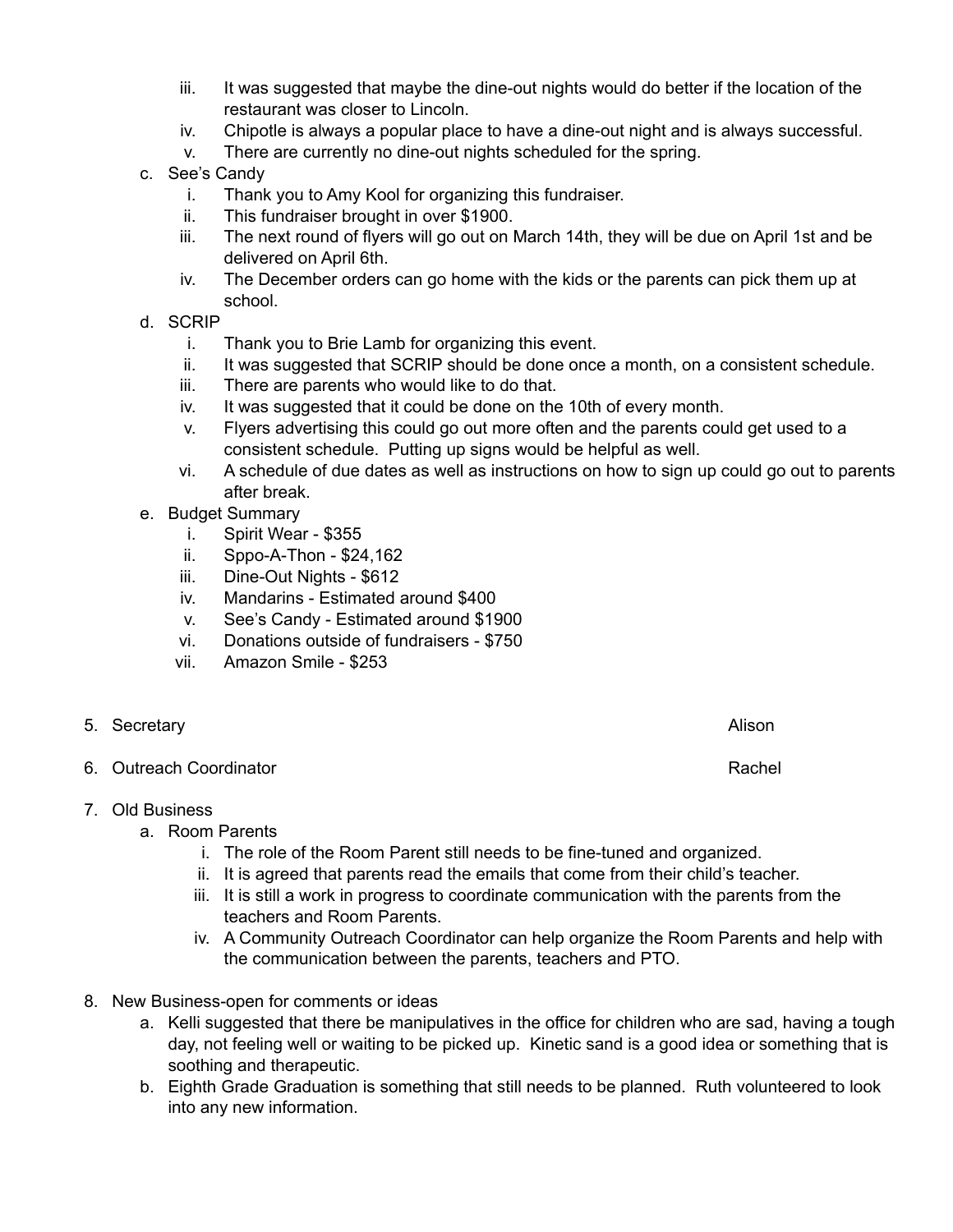iii. It was suggested that maybe the dine-out nights would do better if the location of the restaurant was closer to Lincoln.
   iv. Chipotle is always a popular place to have a dine-out night and is always successful.
   v. There are currently no dine-out nights scheduled for the spring.

c. See's Candy
   i. Thank you to Amy Kool for organizing this fundraiser.
   ii. This fundraiser brought in over $1900.
   iii. The next round of flyers will go out on March 14th, they will be due on April 1st and be delivered on April 6th.
   iv. The December orders can go home with the kids or the parents can pick them up at school.

d. SCRIP
   i. Thank you to Brie Lamb for organizing this event.
   ii. It was suggested that SCRIP should be done once a month, on a consistent schedule.
   iii. There are parents who would like to do that.
   iv. It was suggested that it could be done on the 10th of every month.
   v. Flyers advertising this could go out more often and the parents could get used to a consistent schedule. Putting up signs would be helpful as well.
   vi. A schedule of due dates as well as instructions on how to sign up could go out to parents after break.

e. Budget Summary
   i. Spirit Wear - $355
   ii. Sppo-A-Thon - $24,162
   iii. Dine-Out Nights - $612
   iv. Mandarins - Estimated around $400
   v. See's Candy - Estimated around $1900
   vi. Donations outside of fundraisers - $750
   vii. Amazon Smile - $253

5. Secretary — Alison

6. Outreach Coordinator — Rachel

7. Old Business
   a. Room Parents
      i. The role of the Room Parent still needs to be fine-tuned and organized.
      ii. It is agreed that parents read the emails that come from their child's teacher.
      iii. It is still a work in progress to coordinate communication with the parents from the teachers and Room Parents.
      iv. A Community Outreach Coordinator can help organize the Room Parents and help with the communication between the parents, teachers and PTO.

8. New Business-open for comments or ideas
   a. Kelli suggested that there be manipulatives in the office for children who are sad, having a tough day, not feeling well or waiting to be picked up. Kinetic sand is a good idea or something that is soothing and therapeutic.
   b. Eighth Grade Graduation is something that still needs to be planned. Ruth volunteered to look into any new information.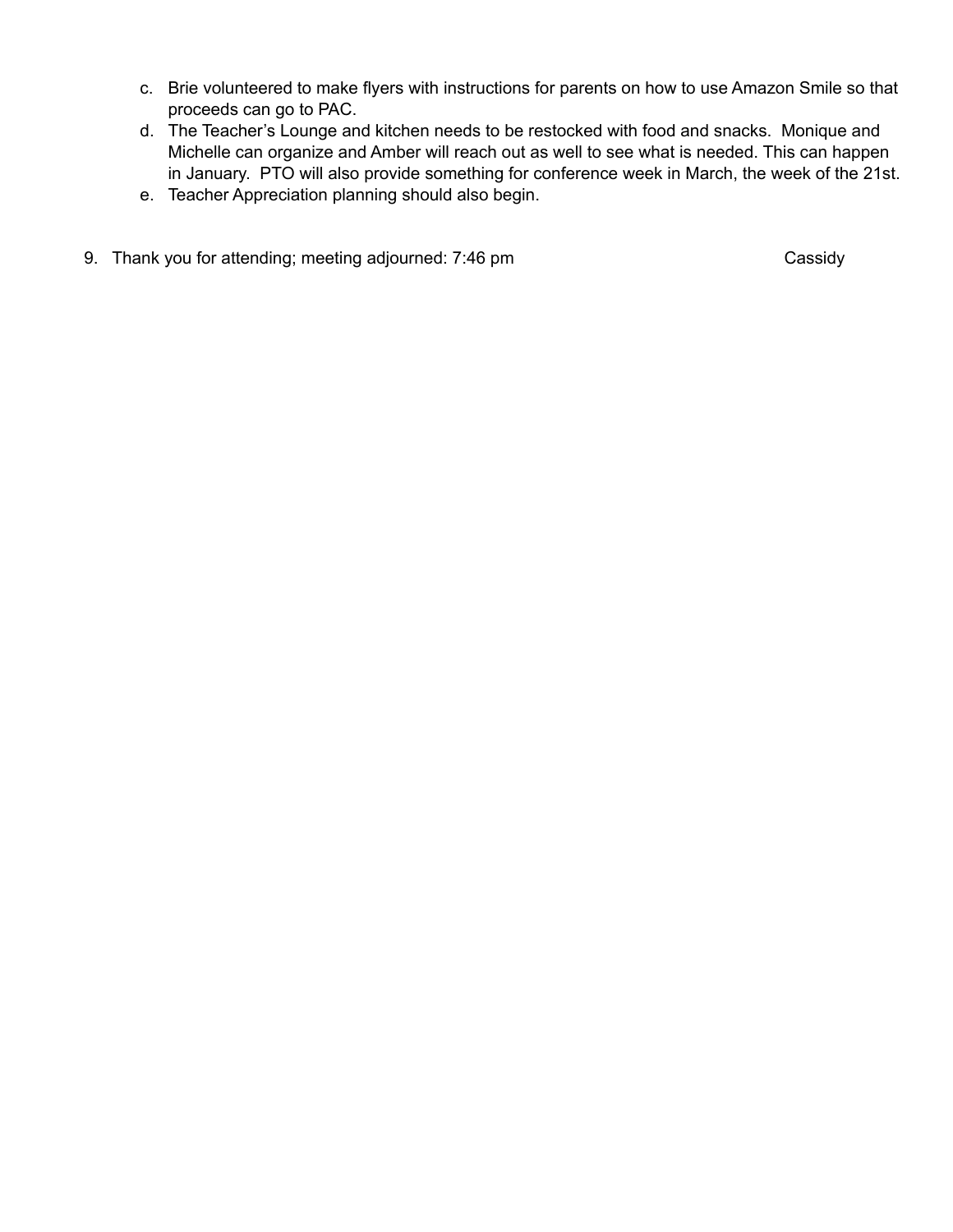c. Brie volunteered to make flyers with instructions for parents on how to use Amazon Smile so that proceeds can go to PAC.
   d. The Teacher's Lounge and kitchen needs to be restocked with food and snacks. Monique and Michelle can organize and Amber will reach out as well to see what is needed. This can happen in January. PTO will also provide something for conference week in March, the week of the 21st.
   e. Teacher Appreciation planning should also begin.

9. Thank you for attending; meeting adjourned: 7:46 pm    Cassidy